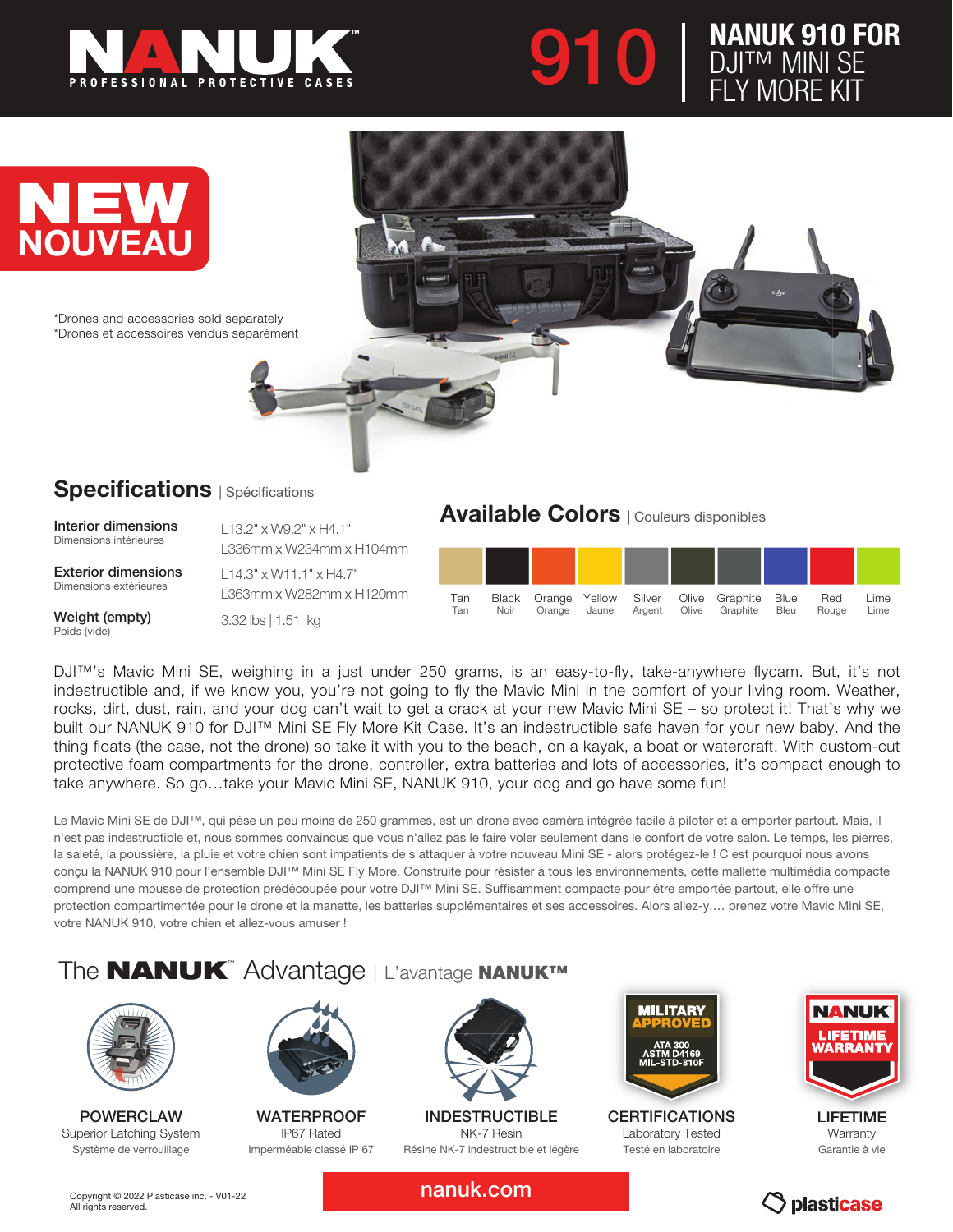# NANUK
PROFESSIONAL PROTECTIVE CASES

# 910 | NANUK 910 FOR DJI™ MINI SE FLY MORE KIT

**NEW NOUVEAU**

*Drones and accessories sold separately
*Drones et accessoires vendus séparément

## Specifications | Spécifications

| | |
|---|---|
| **Interior dimensions** Dimensions intérieures | L13.2" x W9.2" x H4.1" L336mm x W234mm x H104mm |
| **Exterior dimensions** Dimensions extérieures | L14.3" x W11.1" x H4.7" L363mm x W282mm x H120mm |
| **Weight (empty)** Poids (vide) | 3.32 lbs \| 1.51 kg |

## Available Colors | Couleurs disponibles

| Tan | Black | Orange | Yellow | Silver | Olive | Graphite | Blue | Red | Lime |
|---|---|---|---|---|---|---|---|---|---|
| Tan | Noir | Orange | Jaune | Argent | Olive | Graphite | Bleu | Rouge | Lime |

DJI™'s Mavic Mini SE, weighing in a just under 250 grams, is an easy-to-fly, take-anywhere flycam. But, it's not indestructible and, if we know you, you're not going to fly the Mavic Mini in the comfort of your living room. Weather, rocks, dirt, dust, rain, and your dog can't wait to get a crack at your new Mavic Mini SE – so protect it! That's why we built our NANUK 910 for DJI™ Mini SE Fly More Kit Case. It's an indestructible safe haven for your new baby. And the thing floats (the case, not the drone) so take it with you to the beach, on a kayak, a boat or watercraft. With custom-cut protective foam compartments for the drone, controller, extra batteries and lots of accessories, it's compact enough to take anywhere. So go…take your Mavic Mini SE, NANUK 910, your dog and go have some fun!

Le Mavic Mini SE de DJI™, qui pèse un peu moins de 250 grammes, est un drone avec caméra intégrée facile à piloter et à emporter partout. Mais, il n'est pas indestructible et, nous sommes convaincus que vous n'allez pas le faire voler seulement dans le confort de votre salon. Le temps, les pierres, la saleté, la poussière, la pluie et votre chien sont impatients de s'attaquer à votre nouveau Mini SE - alors protégez-le ! C'est pourquoi nous avons conçu la NANUK 910 pour l'ensemble DJI™ Mini SE Fly More. Construite pour résister à tous les environnements, cette mallette multimédia compacte comprend une mousse de protection prédécoupée pour votre DJI™ Mini SE. Suffisamment compacte pour être emportée partout, elle offre une protection compartimentée pour le drone et la manette, les batteries supplémentaires et ses accessoires. Alors allez-y…. prenez votre Mavic Mini SE, votre NANUK 910, votre chien et allez-vous amuser !

## The NANUK™ Advantage | L'avantage NANUK™

- **POWERCLAW** – Superior Latching System – Système de verrouillage
- **WATERPROOF** – IP67 Rated – Imperméable classé IP 67
- **INDESTRUCTIBLE** – NK-7 Resin – Résine NK-7 indestructible et légère
- **CERTIFICATIONS** (MILITARY APPROVED – ATA 300, ASTM D4169, MIL-STD-810F) – Laboratory Tested – Testé en laboratoire
- **LIFETIME** (NANUK LIFETIME WARRANTY) – Warranty – Garantie à vie

Copyright © 2022 Plasticase inc. - V01-22
All rights reserved.

nanuk.com

plasticase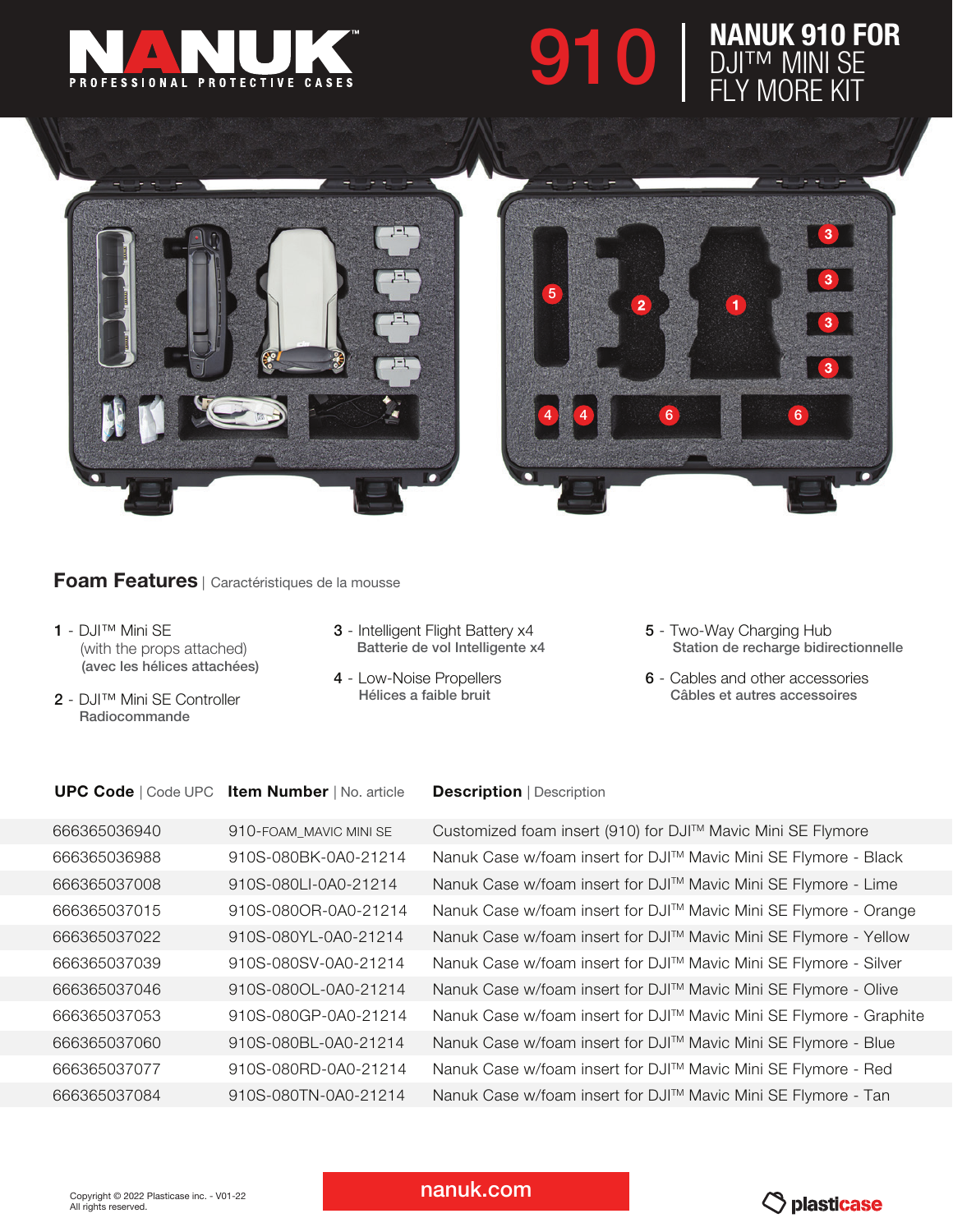# NANUK

PROFESSIONAL PROTECTIVE CASES

# 910 | NANUK 910 FOR DJI™ MINI SE FLY MORE KIT

## Foam Features | Caractéristiques de la mousse

1 - DJI™ Mini SE
(with the props attached)
**(avec les hélices attachées)**

2 - DJI™ Mini SE Controller
**Radiocommande**

3 - Intelligent Flight Battery x4
**Batterie de vol Intelligente x4**

4 - Low-Noise Propellers
**Hélices a faible bruit**

5 - Two-Way Charging Hub
**Station de recharge bidirectionnelle**

6 - Cables and other accessories
**Câbles et autres accessoires**

| **UPC Code** \| Code UPC | **Item Number** \| No. article | **Description** \| Description |
|---|---|---|
| 666365036940 | 910-FOAM_MAVIC MINI SE | Customized foam insert (910) for DJI™ Mavic Mini SE Flymore |
| 666365036988 | 910S-080BK-0A0-21214 | Nanuk Case w/foam insert for DJI™ Mavic Mini SE Flymore - Black |
| 666365037008 | 910S-080LI-0A0-21214 | Nanuk Case w/foam insert for DJI™ Mavic Mini SE Flymore - Lime |
| 666365037015 | 910S-080OR-0A0-21214 | Nanuk Case w/foam insert for DJI™ Mavic Mini SE Flymore - Orange |
| 666365037022 | 910S-080YL-0A0-21214 | Nanuk Case w/foam insert for DJI™ Mavic Mini SE Flymore - Yellow |
| 666365037039 | 910S-080SV-0A0-21214 | Nanuk Case w/foam insert for DJI™ Mavic Mini SE Flymore - Silver |
| 666365037046 | 910S-080OL-0A0-21214 | Nanuk Case w/foam insert for DJI™ Mavic Mini SE Flymore - Olive |
| 666365037053 | 910S-080GP-0A0-21214 | Nanuk Case w/foam insert for DJI™ Mavic Mini SE Flymore - Graphite |
| 666365037060 | 910S-080BL-0A0-21214 | Nanuk Case w/foam insert for DJI™ Mavic Mini SE Flymore - Blue |
| 666365037077 | 910S-080RD-0A0-21214 | Nanuk Case w/foam insert for DJI™ Mavic Mini SE Flymore - Red |
| 666365037084 | 910S-080TN-0A0-21214 | Nanuk Case w/foam insert for DJI™ Mavic Mini SE Flymore - Tan |

Copyright © 2022 Plasticase inc. - V01-22
All rights reserved.

nanuk.com

plasticase